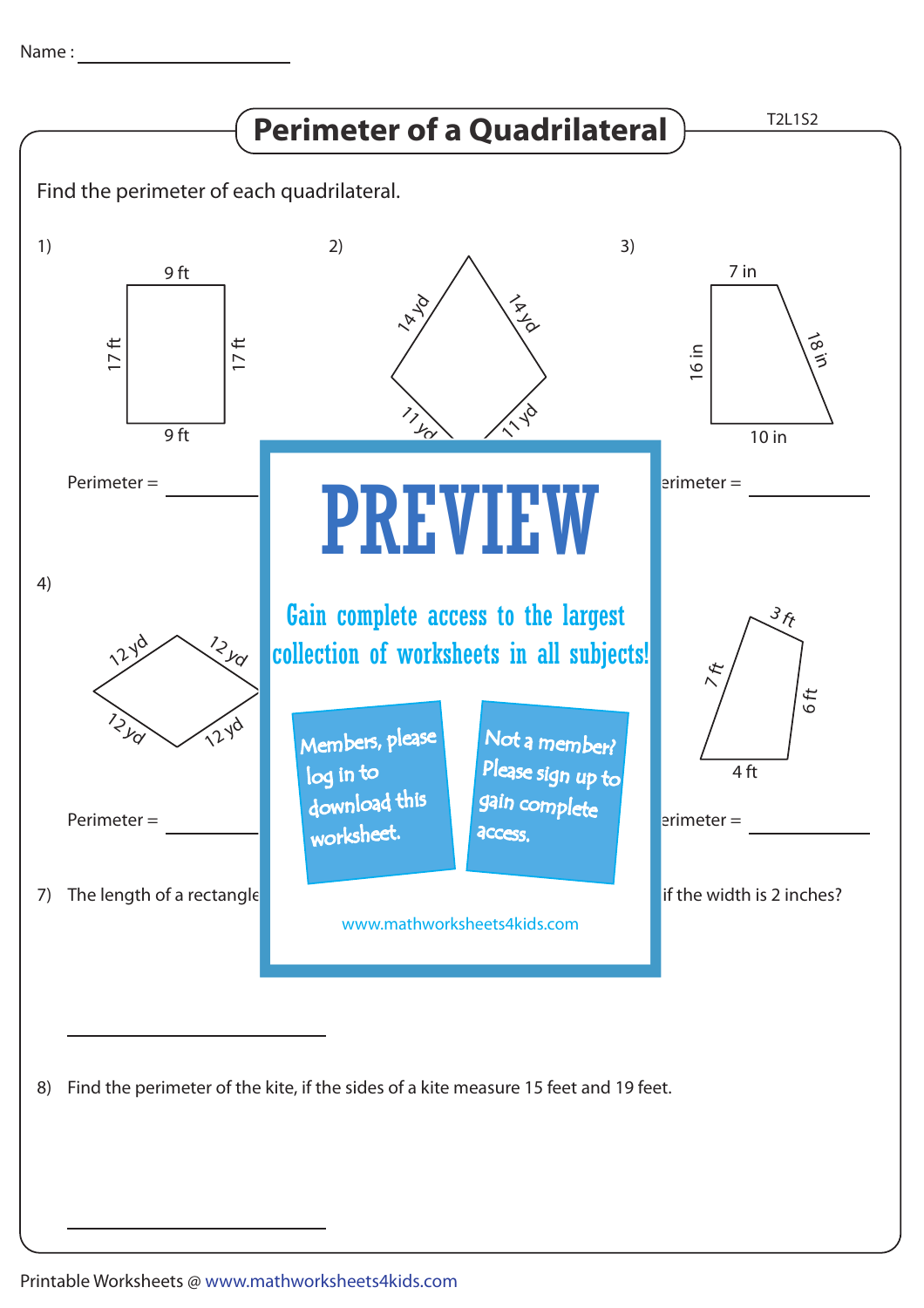Name : ____________________

# Perimeter of a Quadrilateral

T2L1S2

Find the perimeter of each quadrilateral.

1) 9 ft, 17 ft, 17 ft, 9 ft

Perimeter = ________

2) 14 yd, 14 yd, 11 yd, 11 yd

3) 7 in, 18 in, 16 in, 10 in

Perimeter = ________

4) 12 yd, 12 yd, 12 yd, 12 yd

Perimeter = ________

6) 3 ft, 7 ft, 6 ft, 4 ft

Perimeter = ________

PREVIEW

Gain complete access to the largest collection of worksheets in all subjects!

Members, please log in to download this worksheet.

Not a member? Please sign up to gain complete access.

www.mathworksheets4kids.com

7) The length of a rectangle ... if the width is 2 inches?

________________

8) Find the perimeter of the kite, if the sides of a kite measure 15 feet and 19 feet.

________________

Printable Worksheets @ www.mathworksheets4kids.com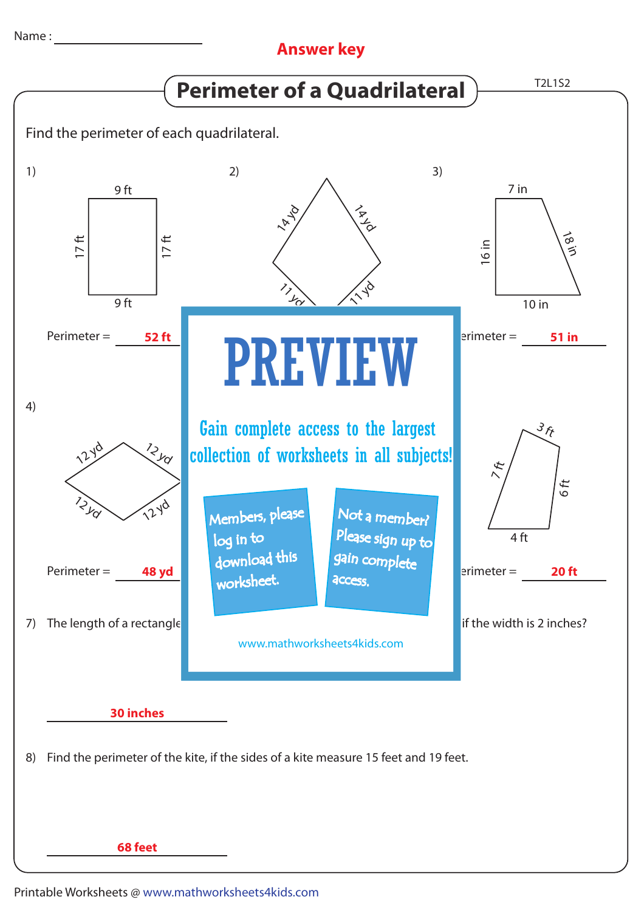Name : ____________________

**Answer key**

# Perimeter of a Quadrilateral

T2L1S2

Find the perimeter of each quadrilateral.

1)

9 ft

17 ft

17 ft

9 ft

Perimeter = **52 ft**

2)

14 yd

14 yd

11 yd

11 yd

3)

7 in

16 in

18 in

10 in

erimeter = **51 in**

4)

12 yd

12 yd

12 yd

12 yd

Perimeter = **48 yd**

3 ft

7 ft

6 ft

4 ft

erimeter = **20 ft**

PREVIEW

Gain complete access to the largest collection of worksheets in all subjects!

Members, please log in to download this worksheet.

Not a member? Please sign up to gain complete access.

www.mathworksheets4kids.com

7) The length of a rectangle ... if the width is 2 inches?

**30 inches**

8) Find the perimeter of the kite, if the sides of a kite measure 15 feet and 19 feet.

**68 feet**

Printable Worksheets @ www.mathworksheets4kids.com